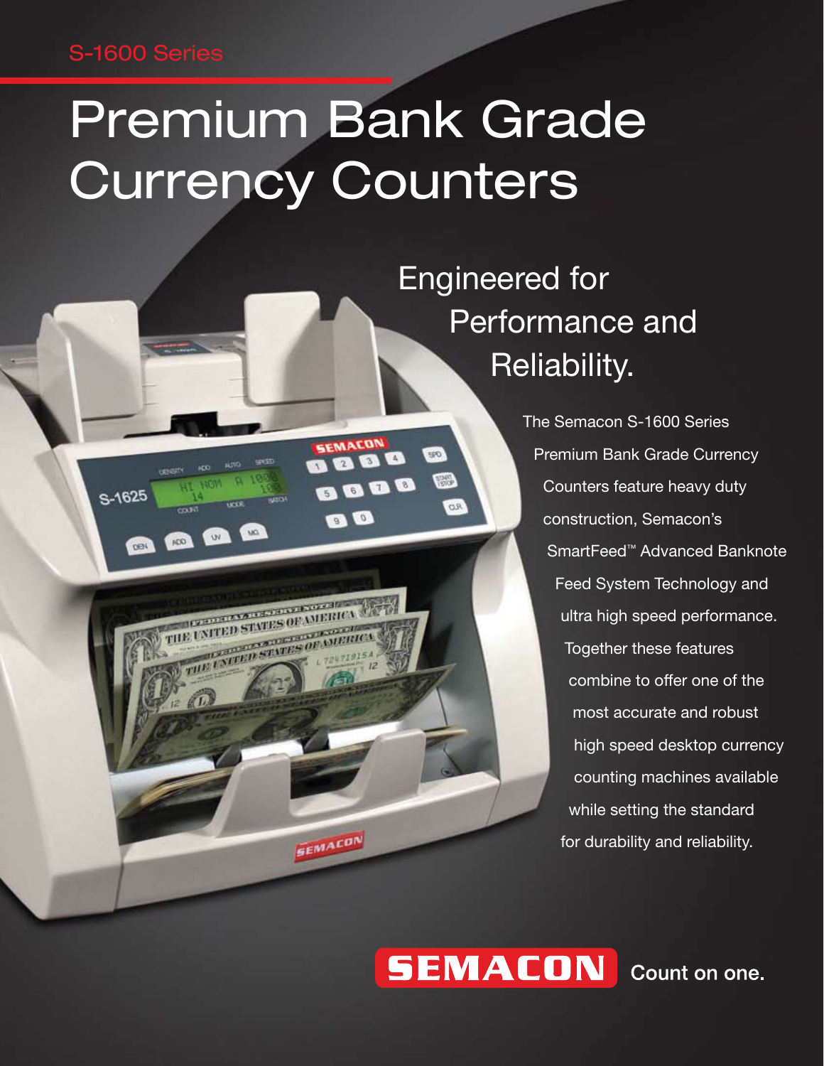S-1600 Series

# Premium Bank Grade Currency Counters

## Engineered for Performance and Reliability.

The Semacon S-1600 Series Premium Bank Grade Currency Counters feature heavy duty construction, Semacon's SmartFeed™ Advanced Banknote Feed System Technology and ultra high speed performance. Together these features combine to offer one of the most accurate and robust high speed desktop currency counting machines available while setting the standard for durability and reliability.

**SEMACON** Count on one.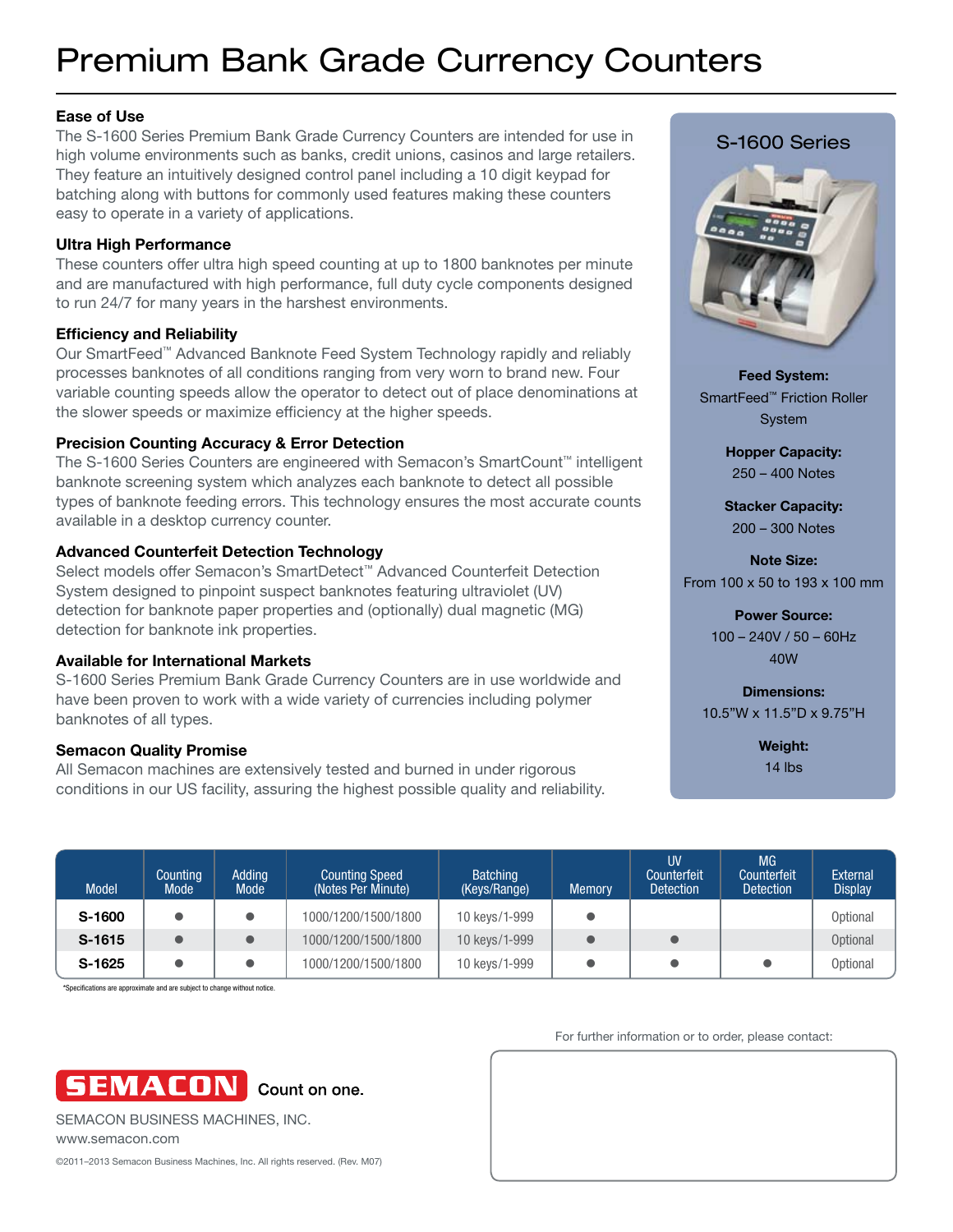# Premium Bank Grade Currency Counters

### Ease of Use

The S-1600 Series Premium Bank Grade Currency Counters are intended for use in high volume environments such as banks, credit unions, casinos and large retailers. They feature an intuitively designed control panel including a 10 digit keypad for batching along with buttons for commonly used features making these counters easy to operate in a variety of applications.

### Ultra High Performance

These counters offer ultra high speed counting at up to 1800 banknotes per minute and are manufactured with high performance, full duty cycle components designed to run 24/7 for many years in the harshest environments.

### Efficiency and Reliability

Our SmartFeed™ Advanced Banknote Feed System Technology rapidly and reliably processes banknotes of all conditions ranging from very worn to brand new. Four variable counting speeds allow the operator to detect out of place denominations at the slower speeds or maximize efficiency at the higher speeds.

### Precision Counting Accuracy & Error Detection

The S-1600 Series Counters are engineered with Semacon's SmartCount™ intelligent banknote screening system which analyzes each banknote to detect all possible types of banknote feeding errors. This technology ensures the most accurate counts available in a desktop currency counter.

### Advanced Counterfeit Detection Technology

Select models offer Semacon's SmartDetect™ Advanced Counterfeit Detection System designed to pinpoint suspect banknotes featuring ultraviolet (UV) detection for banknote paper properties and (optionally) dual magnetic (MG) detection for banknote ink properties.

### Available for International Markets

S-1600 Series Premium Bank Grade Currency Counters are in use worldwide and have been proven to work with a wide variety of currencies including polymer banknotes of all types.

### Semacon Quality Promise

All Semacon machines are extensively tested and burned in under rigorous conditions in our US facility, assuring the highest possible quality and reliability.

## S-1600 Series

**Feed System:**
SmartFeed™ Friction Roller System

**Hopper Capacity:**
250 – 400 Notes

**Stacker Capacity:**
200 – 300 Notes

**Note Size:**
From 100 x 50 to 193 x 100 mm

**Power Source:**
100 – 240V / 50 – 60Hz
40W

**Dimensions:**
10.5"W x 11.5"D x 9.75"H

**Weight:**
14 lbs

| Model | Counting Mode | Adding Mode | Counting Speed (Notes Per Minute) | Batching (Keys/Range) | Memory | UV Counterfeit Detection | MG Counterfeit Detection | External Display |
|---|---|---|---|---|---|---|---|---|
| **S-1600** | ● | ● | 1000/1200/1500/1800 | 10 keys/1-999 | ● | | | Optional |
| **S-1615** | ● | ● | 1000/1200/1500/1800 | 10 keys/1-999 | ● | ● | | Optional |
| **S-1625** | ● | ● | 1000/1200/1500/1800 | 10 keys/1-999 | ● | ● | ● | Optional |

*Specifications are approximate and are subject to change without notice.

For further information or to order, please contact:

SEMACON Count on one.

SEMACON BUSINESS MACHINES, INC.
www.semacon.com

©2011–2013 Semacon Business Machines, Inc. All rights reserved. (Rev. M07)